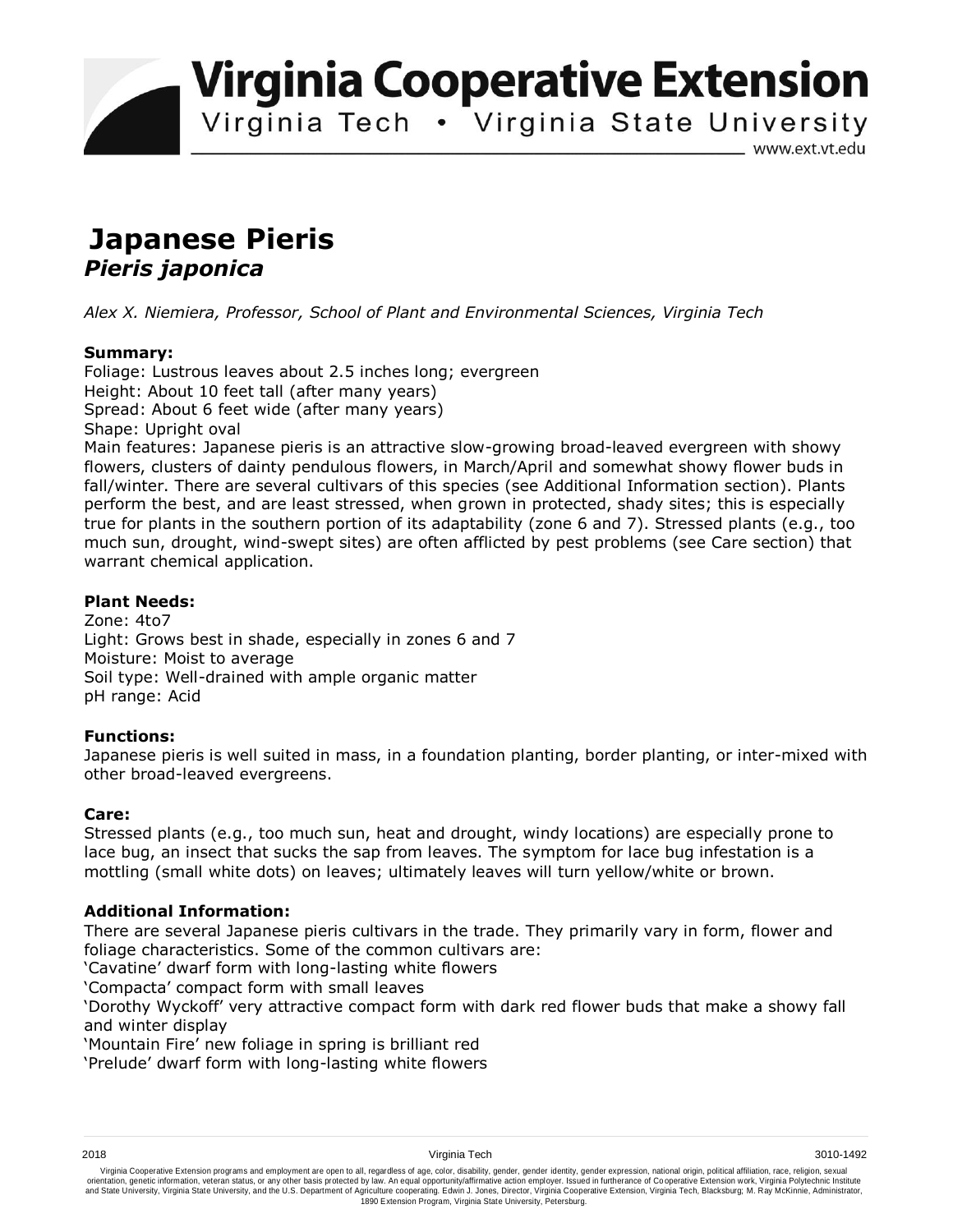# Japanese Pieris
## *Pieris japonica*

*Alex X. Niemiera, Professor, School of Plant and Environmental Sciences, Virginia Tech*

**Summary:**
Foliage: Lustrous leaves about 2.5 inches long; evergreen
Height: About 10 feet tall (after many years)
Spread: About 6 feet wide (after many years)
Shape: Upright oval
Main features: Japanese pieris is an attractive slow-growing broad-leaved evergreen with showy flowers, clusters of dainty pendulous flowers, in March/April and somewhat showy flower buds in fall/winter. There are several cultivars of this species (see Additional Information section). Plants perform the best, and are least stressed, when grown in protected, shady sites; this is especially true for plants in the southern portion of its adaptability (zone 6 and 7). Stressed plants (e.g., too much sun, drought, wind-swept sites) are often afflicted by pest problems (see Care section) that warrant chemical application.

**Plant Needs:**
Zone: 4to7
Light: Grows best in shade, especially in zones 6 and 7
Moisture: Moist to average
Soil type: Well-drained with ample organic matter
pH range: Acid

**Functions:**
Japanese pieris is well suited in mass, in a foundation planting, border planting, or inter-mixed with other broad-leaved evergreens.

**Care:**
Stressed plants (e.g., too much sun, heat and drought, windy locations) are especially prone to lace bug, an insect that sucks the sap from leaves. The symptom for lace bug infestation is a mottling (small white dots) on leaves; ultimately leaves will turn yellow/white or brown.

**Additional Information:**
There are several Japanese pieris cultivars in the trade. They primarily vary in form, flower and foliage characteristics. Some of the common cultivars are:
'Cavatine' dwarf form with long-lasting white flowers
'Compacta' compact form with small leaves
'Dorothy Wyckoff' very attractive compact form with dark red flower buds that make a showy fall and winter display
'Mountain Fire' new foliage in spring is brilliant red
'Prelude' dwarf form with long-lasting white flowers

2018 Virginia Tech 3010-1492

Virginia Cooperative Extension programs and employment are open to all, regardless of age, color, disability, gender, gender identity, gender expression, national origin, political affiliation, race, religion, sexual orientation, genetic information, veteran status, or any other basis protected by law. An equal opportunity/affirmative action employer. Issued in furtherance of Cooperative Extension work, Virginia Polytechnic Institute and State University, Virginia State University, and the U.S. Department of Agriculture cooperating. Edwin J. Jones, Director, Virginia Cooperative Extension, Virginia Tech, Blacksburg; M. Ray McKinnie, Administrator, 1890 Extension Program, Virginia State University, Petersburg.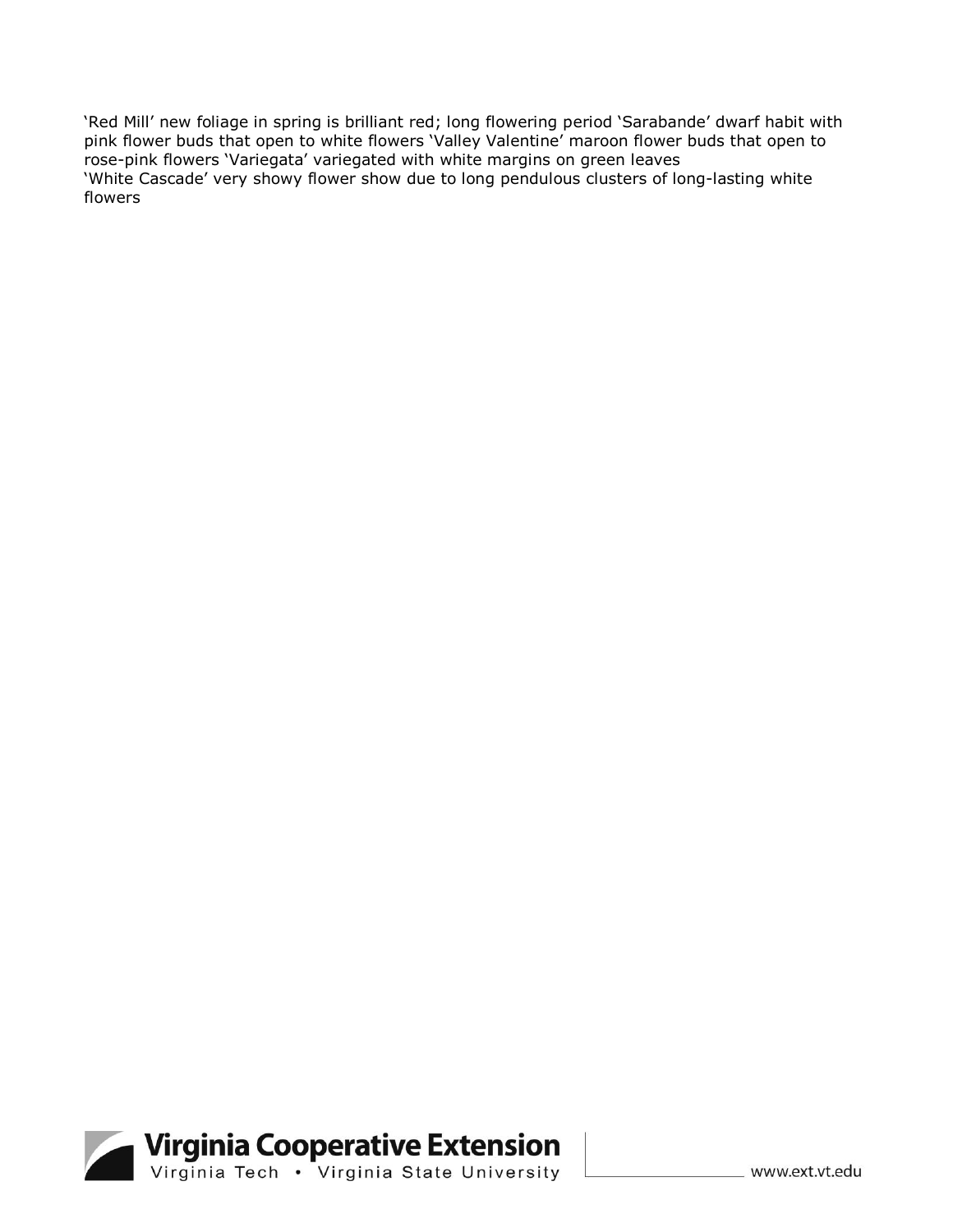'Red Mill' new foliage in spring is brilliant red; long flowering period 'Sarabande' dwarf habit with pink flower buds that open to white flowers 'Valley Valentine' maroon flower buds that open to rose-pink flowers 'Variegata' variegated with white margins on green leaves
'White Cascade' very showy flower show due to long pendulous clusters of long-lasting white flowers